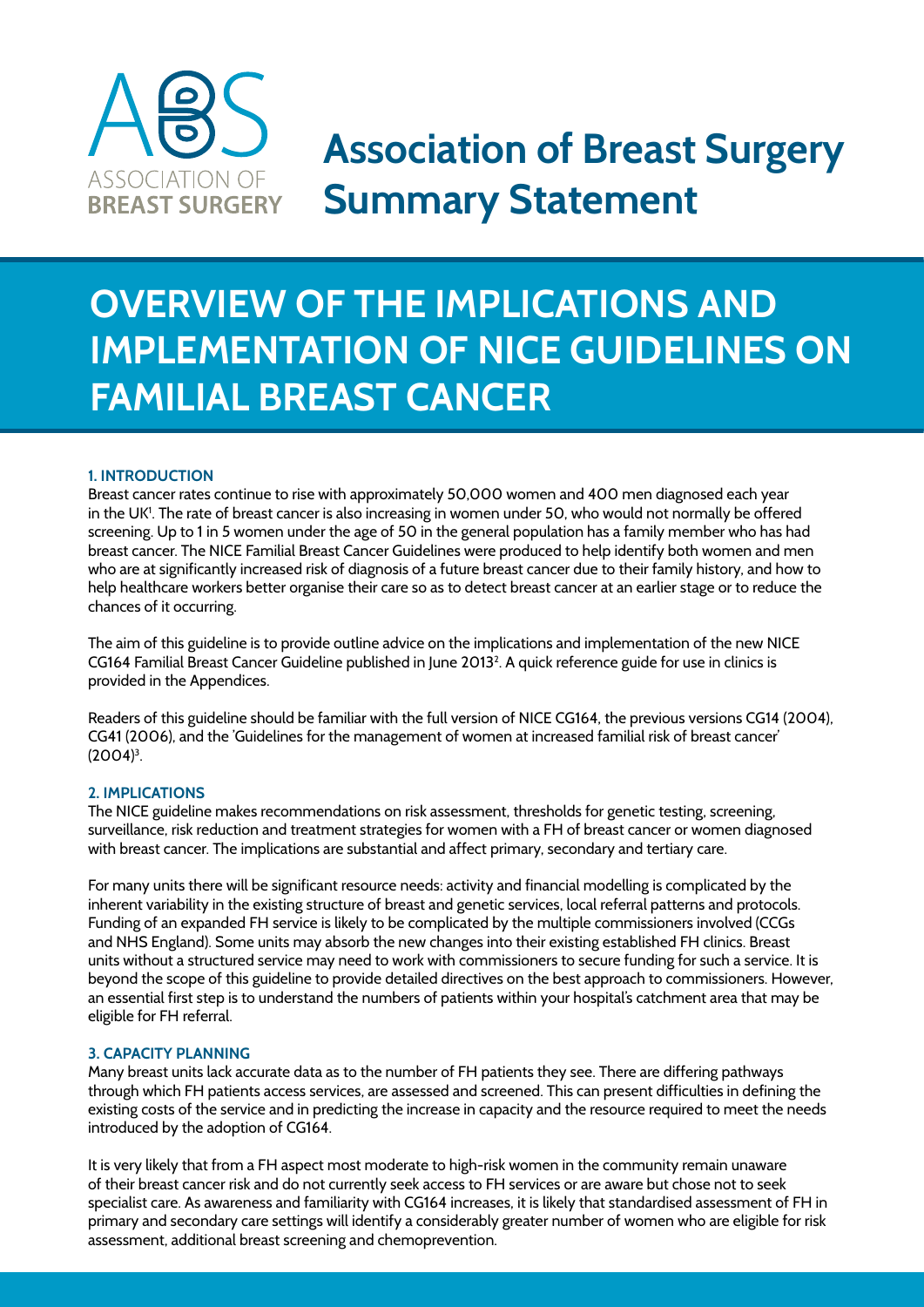# Association of Breast Surgery Summary Statement

## OVERVIEW OF THE IMPLICATIONS AND IMPLEMENTATION OF NICE GUIDELINES ON FAMILIAL BREAST CANCER

### 1. INTRODUCTION

Breast cancer rates continue to rise with approximately 50,000 women and 400 men diagnosed each year in the UK[1]. The rate of breast cancer is also increasing in women under 50, who would not normally be offered screening. Up to 1 in 5 women under the age of 50 in the general population has a family member who has had breast cancer. The NICE Familial Breast Cancer Guidelines were produced to help identify both women and men who are at significantly increased risk of diagnosis of a future breast cancer due to their family history, and how to help healthcare workers better organise their care so as to detect breast cancer at an earlier stage or to reduce the chances of it occurring.

The aim of this guideline is to provide outline advice on the implications and implementation of the new NICE CG164 Familial Breast Cancer Guideline published in June 2013[2]. A quick reference guide for use in clinics is provided in the Appendices.

Readers of this guideline should be familiar with the full version of NICE CG164, the previous versions CG14 (2004), CG41 (2006), and the 'Guidelines for the management of women at increased familial risk of breast cancer' (2004)[3].

### 2. IMPLICATIONS

The NICE guideline makes recommendations on risk assessment, thresholds for genetic testing, screening, surveillance, risk reduction and treatment strategies for women with a FH of breast cancer or women diagnosed with breast cancer. The implications are substantial and affect primary, secondary and tertiary care.

For many units there will be significant resource needs: activity and financial modelling is complicated by the inherent variability in the existing structure of breast and genetic services, local referral patterns and protocols. Funding of an expanded FH service is likely to be complicated by the multiple commissioners involved (CCGs and NHS England). Some units may absorb the new changes into their existing established FH clinics. Breast units without a structured service may need to work with commissioners to secure funding for such a service. It is beyond the scope of this guideline to provide detailed directives on the best approach to commissioners. However, an essential first step is to understand the numbers of patients within your hospital's catchment area that may be eligible for FH referral.

### 3. CAPACITY PLANNING

Many breast units lack accurate data as to the number of FH patients they see. There are differing pathways through which FH patients access services, are assessed and screened. This can present difficulties in defining the existing costs of the service and in predicting the increase in capacity and the resource required to meet the needs introduced by the adoption of CG164.

It is very likely that from a FH aspect most moderate to high-risk women in the community remain unaware of their breast cancer risk and do not currently seek access to FH services or are aware but chose not to seek specialist care. As awareness and familiarity with CG164 increases, it is likely that standardised assessment of FH in primary and secondary care settings will identify a considerably greater number of women who are eligible for risk assessment, additional breast screening and chemoprevention.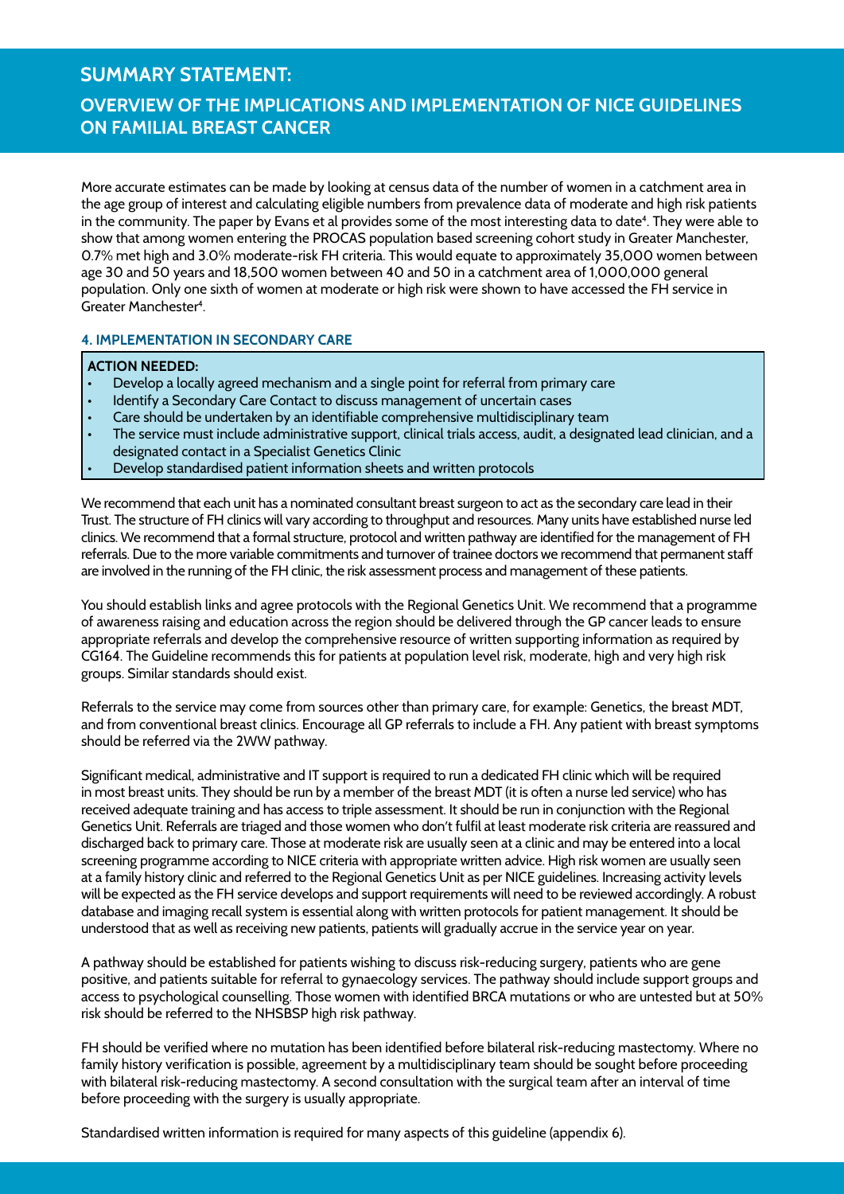## SUMMARY STATEMENT:

## OVERVIEW OF THE IMPLICATIONS AND IMPLEMENTATION OF NICE GUIDELINES ON FAMILIAL BREAST CANCER

More accurate estimates can be made by looking at census data of the number of women in a catchment area in the age group of interest and calculating eligible numbers from prevalence data of moderate and high risk patients in the community. The paper by Evans et al provides some of the most interesting data to date[4]. They were able to show that among women entering the PROCAS population based screening cohort study in Greater Manchester, 0.7% met high and 3.0% moderate-risk FH criteria. This would equate to approximately 35,000 women between age 30 and 50 years and 18,500 women between 40 and 50 in a catchment area of 1,000,000 general population. Only one sixth of women at moderate or high risk were shown to have accessed the FH service in Greater Manchester[4].

### 4. IMPLEMENTATION IN SECONDARY CARE

**ACTION NEEDED:**

- Develop a locally agreed mechanism and a single point for referral from primary care
- Identify a Secondary Care Contact to discuss management of uncertain cases
- Care should be undertaken by an identifiable comprehensive multidisciplinary team
- The service must include administrative support, clinical trials access, audit, a designated lead clinician, and a designated contact in a Specialist Genetics Clinic
- Develop standardised patient information sheets and written protocols

We recommend that each unit has a nominated consultant breast surgeon to act as the secondary care lead in their Trust. The structure of FH clinics will vary according to throughput and resources. Many units have established nurse led clinics. We recommend that a formal structure, protocol and written pathway are identified for the management of FH referrals. Due to the more variable commitments and turnover of trainee doctors we recommend that permanent staff are involved in the running of the FH clinic, the risk assessment process and management of these patients.

You should establish links and agree protocols with the Regional Genetics Unit. We recommend that a programme of awareness raising and education across the region should be delivered through the GP cancer leads to ensure appropriate referrals and develop the comprehensive resource of written supporting information as required by CG164. The Guideline recommends this for patients at population level risk, moderate, high and very high risk groups. Similar standards should exist.

Referrals to the service may come from sources other than primary care, for example: Genetics, the breast MDT, and from conventional breast clinics. Encourage all GP referrals to include a FH. Any patient with breast symptoms should be referred via the 2WW pathway.

Significant medical, administrative and IT support is required to run a dedicated FH clinic which will be required in most breast units. They should be run by a member of the breast MDT (it is often a nurse led service) who has received adequate training and has access to triple assessment. It should be run in conjunction with the Regional Genetics Unit. Referrals are triaged and those women who don't fulfil at least moderate risk criteria are reassured and discharged back to primary care. Those at moderate risk are usually seen at a clinic and may be entered into a local screening programme according to NICE criteria with appropriate written advice. High risk women are usually seen at a family history clinic and referred to the Regional Genetics Unit as per NICE guidelines. Increasing activity levels will be expected as the FH service develops and support requirements will need to be reviewed accordingly. A robust database and imaging recall system is essential along with written protocols for patient management. It should be understood that as well as receiving new patients, patients will gradually accrue in the service year on year.

A pathway should be established for patients wishing to discuss risk-reducing surgery, patients who are gene positive, and patients suitable for referral to gynaecology services. The pathway should include support groups and access to psychological counselling. Those women with identified BRCA mutations or who are untested but at 50% risk should be referred to the NHSBSP high risk pathway.

FH should be verified where no mutation has been identified before bilateral risk-reducing mastectomy. Where no family history verification is possible, agreement by a multidisciplinary team should be sought before proceeding with bilateral risk-reducing mastectomy. A second consultation with the surgical team after an interval of time before proceeding with the surgery is usually appropriate.

Standardised written information is required for many aspects of this guideline (appendix 6).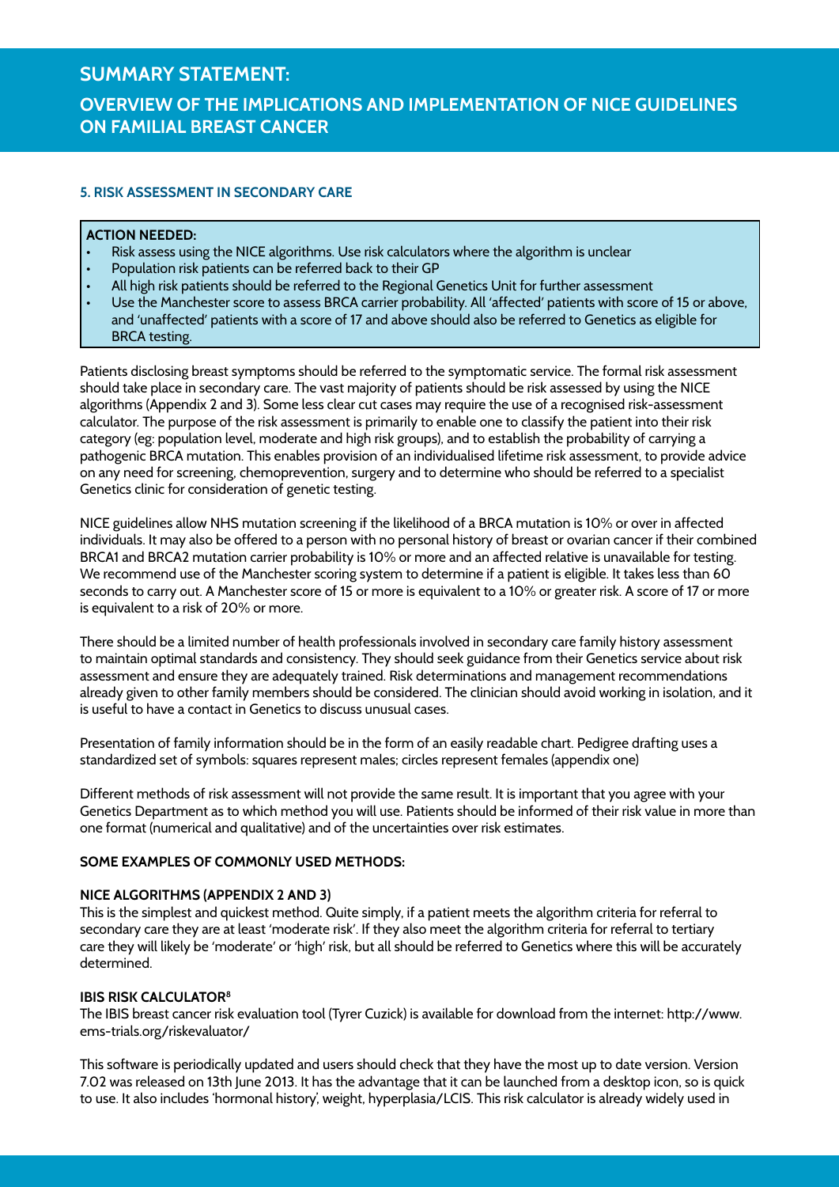# SUMMARY STATEMENT:

## OVERVIEW OF THE IMPLICATIONS AND IMPLEMENTATION OF NICE GUIDELINES ON FAMILIAL BREAST CANCER

### 5. RISK ASSESSMENT IN SECONDARY CARE

**ACTION NEEDED:**

- Risk assess using the NICE algorithms. Use risk calculators where the algorithm is unclear
- Population risk patients can be referred back to their GP
- All high risk patients should be referred to the Regional Genetics Unit for further assessment
- Use the Manchester score to assess BRCA carrier probability. All 'affected' patients with score of 15 or above, and 'unaffected' patients with a score of 17 and above should also be referred to Genetics as eligible for BRCA testing.

Patients disclosing breast symptoms should be referred to the symptomatic service. The formal risk assessment should take place in secondary care. The vast majority of patients should be risk assessed by using the NICE algorithms (Appendix 2 and 3). Some less clear cut cases may require the use of a recognised risk-assessment calculator. The purpose of the risk assessment is primarily to enable one to classify the patient into their risk category (eg: population level, moderate and high risk groups), and to establish the probability of carrying a pathogenic BRCA mutation. This enables provision of an individualised lifetime risk assessment, to provide advice on any need for screening, chemoprevention, surgery and to determine who should be referred to a specialist Genetics clinic for consideration of genetic testing.

NICE guidelines allow NHS mutation screening if the likelihood of a BRCA mutation is 10% or over in affected individuals. It may also be offered to a person with no personal history of breast or ovarian cancer if their combined BRCA1 and BRCA2 mutation carrier probability is 10% or more and an affected relative is unavailable for testing. We recommend use of the Manchester scoring system to determine if a patient is eligible. It takes less than 60 seconds to carry out. A Manchester score of 15 or more is equivalent to a 10% or greater risk. A score of 17 or more is equivalent to a risk of 20% or more.

There should be a limited number of health professionals involved in secondary care family history assessment to maintain optimal standards and consistency. They should seek guidance from their Genetics service about risk assessment and ensure they are adequately trained. Risk determinations and management recommendations already given to other family members should be considered. The clinician should avoid working in isolation, and it is useful to have a contact in Genetics to discuss unusual cases.

Presentation of family information should be in the form of an easily readable chart. Pedigree drafting uses a standardized set of symbols: squares represent males; circles represent females (appendix one)

Different methods of risk assessment will not provide the same result. It is important that you agree with your Genetics Department as to which method you will use. Patients should be informed of their risk value in more than one format (numerical and qualitative) and of the uncertainties over risk estimates.

**SOME EXAMPLES OF COMMONLY USED METHODS:**

**NICE ALGORITHMS (APPENDIX 2 AND 3)**

This is the simplest and quickest method. Quite simply, if a patient meets the algorithm criteria for referral to secondary care they are at least 'moderate risk'. If they also meet the algorithm criteria for referral to tertiary care they will likely be 'moderate' or 'high' risk, but all should be referred to Genetics where this will be accurately determined.

**IBIS RISK CALCULATOR[8]**

The IBIS breast cancer risk evaluation tool (Tyrer Cuzick) is available for download from the internet: http://www.ems-trials.org/riskevaluator/

This software is periodically updated and users should check that they have the most up to date version. Version 7.02 was released on 13th June 2013. It has the advantage that it can be launched from a desktop icon, so is quick to use. It also includes 'hormonal history', weight, hyperplasia/LCIS. This risk calculator is already widely used in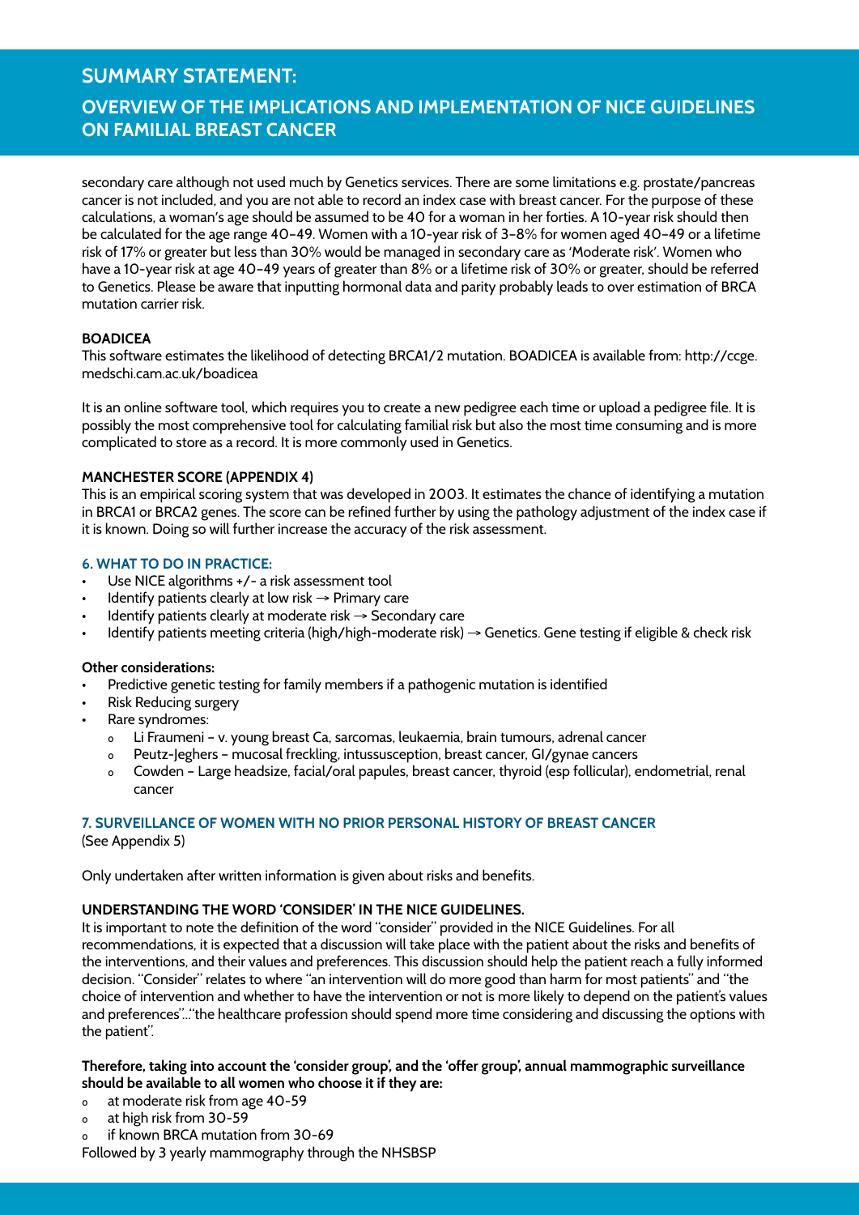secondary care although not used much by Genetics services. There are some limitations e.g. prostate/pancreas cancer is not included, and you are not able to record an index case with breast cancer. For the purpose of these calculations, a woman's age should be assumed to be 40 for a woman in her forties. A 10-year risk should then be calculated for the age range 40-49. Women with a 10-year risk of 3-8% for women aged 40-49 or a lifetime risk of 17% or greater but less than 30% would be managed in secondary care as 'Moderate risk'. Women who have a 10-year risk at age 40-49 years of greater than 8% or a lifetime risk of 30% or greater, should be referred to Genetics. Please be aware that inputting hormonal data and parity probably leads to over estimation of BRCA mutation carrier risk.

**BOADICEA**

This software estimates the likelihood of detecting BRCA1/2 mutation. BOADICEA is available from: http://ccge.medschi.cam.ac.uk/boadicea

It is an online software tool, which requires you to create a new pedigree each time or upload a pedigree file. It is possibly the most comprehensive tool for calculating familial risk but also the most time consuming and is more complicated to store as a record. It is more commonly used in Genetics.

**MANCHESTER SCORE (APPENDIX 4)**

This is an empirical scoring system that was developed in 2003. It estimates the chance of identifying a mutation in BRCA1 or BRCA2 genes. The score can be refined further by using the pathology adjustment of the index case if it is known. Doing so will further increase the accuracy of the risk assessment.

### 6. WHAT TO DO IN PRACTICE:

- Use NICE algorithms +/- a risk assessment tool
- Identify patients clearly at low risk → Primary care
- Identify patients clearly at moderate risk → Secondary care
- Identify patients meeting criteria (high/high-moderate risk) → Genetics. Gene testing if eligible & check risk

**Other considerations:**

- Predictive genetic testing for family members if a pathogenic mutation is identified
- Risk Reducing surgery
- Rare syndromes:
  - Li Fraumeni – v. young breast Ca, sarcomas, leukaemia, brain tumours, adrenal cancer
  - Peutz-Jeghers – mucosal freckling, intussusception, breast cancer, GI/gynae cancers
  - Cowden – Large headsize, facial/oral papules, breast cancer, thyroid (esp follicular), endometrial, renal cancer

### 7. SURVEILLANCE OF WOMEN WITH NO PRIOR PERSONAL HISTORY OF BREAST CANCER

(See Appendix 5)

Only undertaken after written information is given about risks and benefits.

**UNDERSTANDING THE WORD 'CONSIDER' IN THE NICE GUIDELINES.**

It is important to note the definition of the word "consider" provided in the NICE Guidelines. For all recommendations, it is expected that a discussion will take place with the patient about the risks and benefits of the interventions, and their values and preferences. This discussion should help the patient reach a fully informed decision. "Consider" relates to where "an intervention will do more good than harm for most patients" and "the choice of intervention and whether to have the intervention or not is more likely to depend on the patient's values and preferences"…"the healthcare profession should spend more time considering and discussing the options with the patient".

**Therefore, taking into account the 'consider group', and the 'offer group', annual mammographic surveillance should be available to all women who choose it if they are:**

- at moderate risk from age 40-59
- at high risk from 30-59
- if known BRCA mutation from 30-69

Followed by 3 yearly mammography through the NHSBSP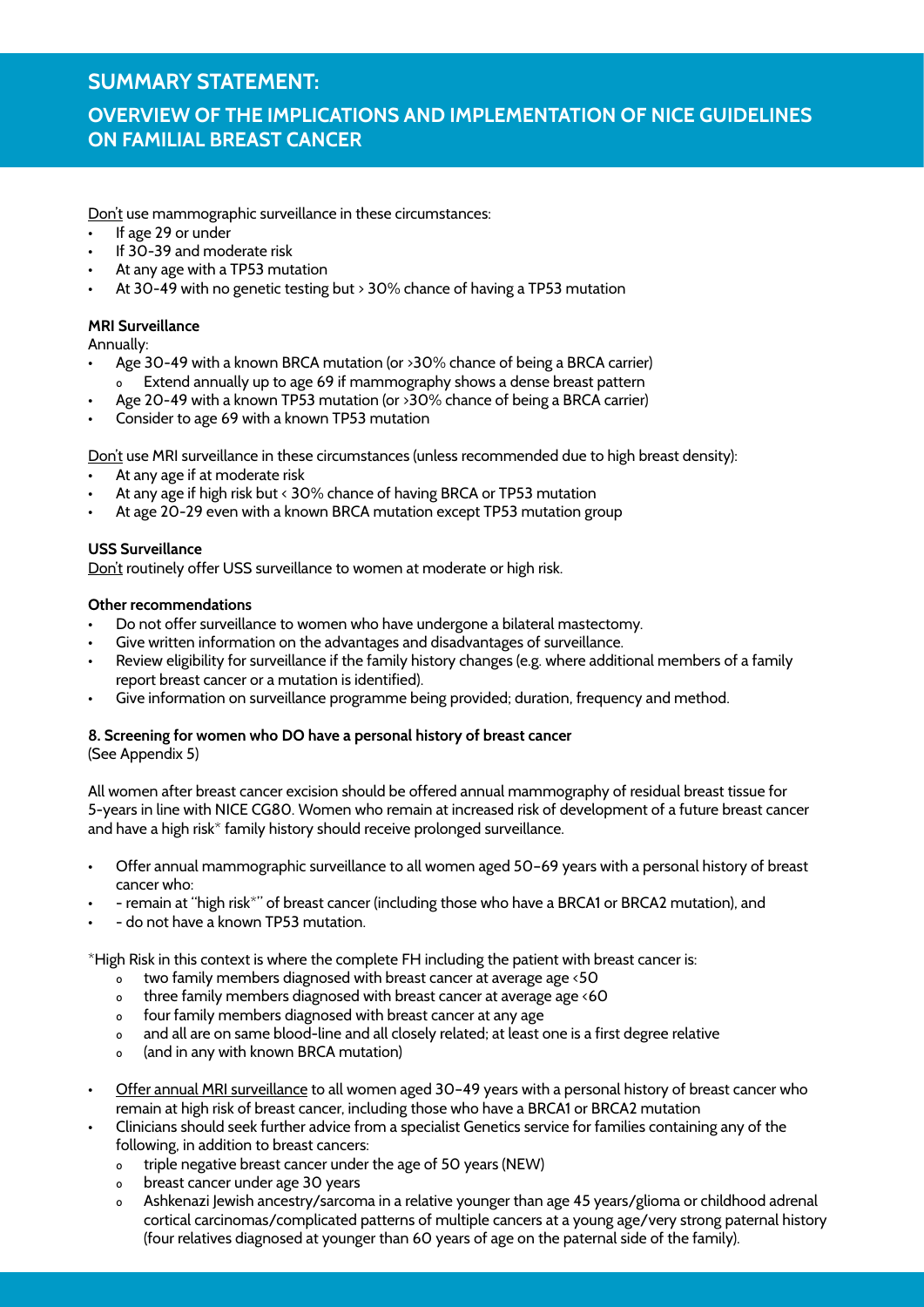## SUMMARY STATEMENT:

## OVERVIEW OF THE IMPLICATIONS AND IMPLEMENTATION OF NICE GUIDELINES ON FAMILIAL BREAST CANCER

<u>Don't</u> use mammographic surveillance in these circumstances:

- If age 29 or under
- If 30-39 and moderate risk
- At any age with a TP53 mutation
- At 30-49 with no genetic testing but > 30% chance of having a TP53 mutation

**MRI Surveillance**

Annually:

- Age 30-49 with a known BRCA mutation (or >30% chance of being a BRCA carrier)
  - Extend annually up to age 69 if mammography shows a dense breast pattern
- Age 20-49 with a known TP53 mutation (or >30% chance of being a BRCA carrier)
- Consider to age 69 with a known TP53 mutation

<u>Don't</u> use MRI surveillance in these circumstances (unless recommended due to high breast density):

- At any age if at moderate risk
- At any age if high risk but < 30% chance of having BRCA or TP53 mutation
- At age 20-29 even with a known BRCA mutation except TP53 mutation group

**USS Surveillance**

<u>Don't</u> routinely offer USS surveillance to women at moderate or high risk.

**Other recommendations**

- Do not offer surveillance to women who have undergone a bilateral mastectomy.
- Give written information on the advantages and disadvantages of surveillance.
- Review eligibility for surveillance if the family history changes (e.g. where additional members of a family report breast cancer or a mutation is identified).
- Give information on surveillance programme being provided; duration, frequency and method.

**8. Screening for women who DO have a personal history of breast cancer**

(See Appendix 5)

All women after breast cancer excision should be offered annual mammography of residual breast tissue for 5-years in line with NICE CG80. Women who remain at increased risk of development of a future breast cancer and have a high risk* family history should receive prolonged surveillance.

- Offer annual mammographic surveillance to all women aged 50–69 years with a personal history of breast cancer who:
- - remain at "high risk*" of breast cancer (including those who have a BRCA1 or BRCA2 mutation), and
- - do not have a known TP53 mutation.

*High Risk in this context is where the complete FH including the patient with breast cancer is:

- two family members diagnosed with breast cancer at average age <50
- three family members diagnosed with breast cancer at average age <60
- four family members diagnosed with breast cancer at any age
- and all are on same blood-line and all closely related; at least one is a first degree relative
- (and in any with known BRCA mutation)

- <u>Offer annual MRI surveillance</u> to all women aged 30–49 years with a personal history of breast cancer who remain at high risk of breast cancer, including those who have a BRCA1 or BRCA2 mutation
- Clinicians should seek further advice from a specialist Genetics service for families containing any of the following, in addition to breast cancers:
  - triple negative breast cancer under the age of 50 years (NEW)
  - breast cancer under age 30 years
  - Ashkenazi Jewish ancestry/sarcoma in a relative younger than age 45 years/glioma or childhood adrenal cortical carcinomas/complicated patterns of multiple cancers at a young age/very strong paternal history (four relatives diagnosed at younger than 60 years of age on the paternal side of the family).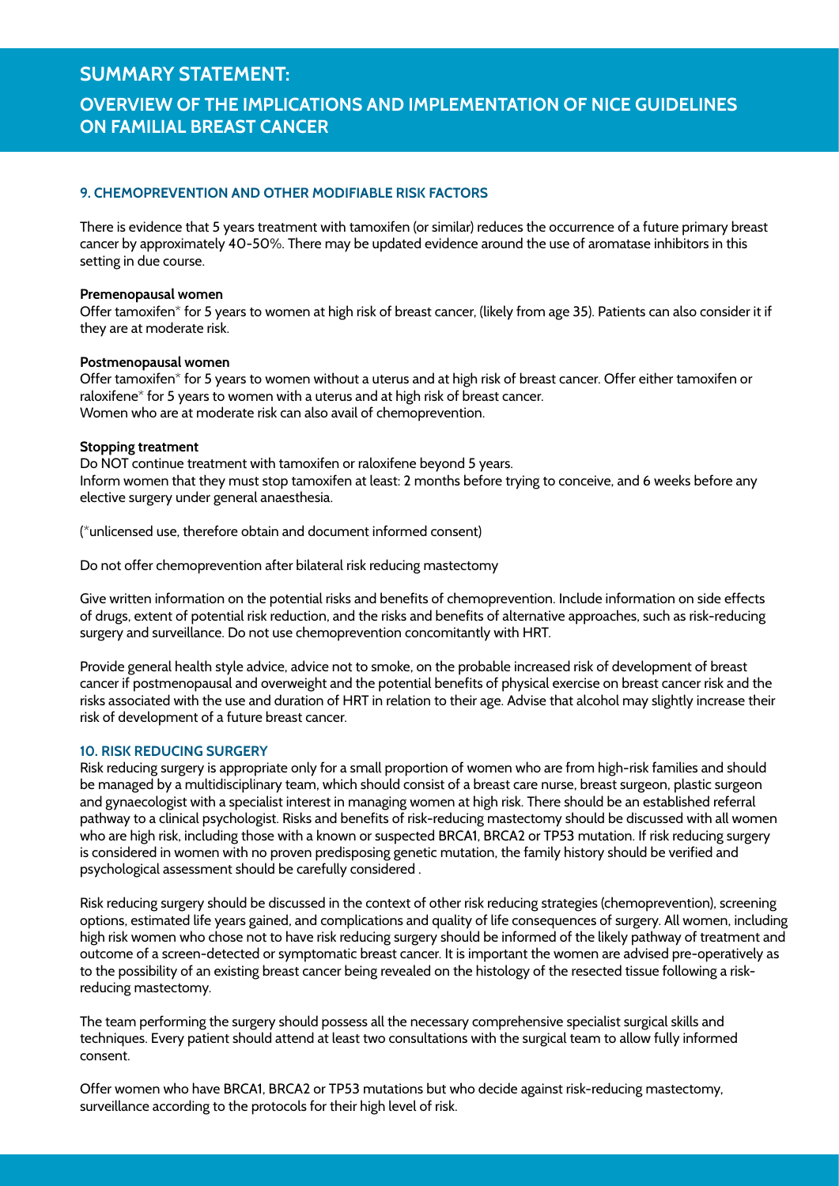# SUMMARY STATEMENT:

## OVERVIEW OF THE IMPLICATIONS AND IMPLEMENTATION OF NICE GUIDELINES ON FAMILIAL BREAST CANCER

### 9. CHEMOPREVENTION AND OTHER MODIFIABLE RISK FACTORS

There is evidence that 5 years treatment with tamoxifen (or similar) reduces the occurrence of a future primary breast cancer by approximately 40-50%. There may be updated evidence around the use of aromatase inhibitors in this setting in due course.

**Premenopausal women**
Offer tamoxifen* for 5 years to women at high risk of breast cancer, (likely from age 35). Patients can also consider it if they are at moderate risk.

**Postmenopausal women**
Offer tamoxifen* for 5 years to women without a uterus and at high risk of breast cancer. Offer either tamoxifen or raloxifene* for 5 years to women with a uterus and at high risk of breast cancer.
Women who are at moderate risk can also avail of chemoprevention.

**Stopping treatment**
Do NOT continue treatment with tamoxifen or raloxifene beyond 5 years.
Inform women that they must stop tamoxifen at least: 2 months before trying to conceive, and 6 weeks before any elective surgery under general anaesthesia.

(*unlicensed use, therefore obtain and document informed consent)

Do not offer chemoprevention after bilateral risk reducing mastectomy

Give written information on the potential risks and benefits of chemoprevention. Include information on side effects of drugs, extent of potential risk reduction, and the risks and benefits of alternative approaches, such as risk-reducing surgery and surveillance. Do not use chemoprevention concomitantly with HRT.

Provide general health style advice, advice not to smoke, on the probable increased risk of development of breast cancer if postmenopausal and overweight and the potential benefits of physical exercise on breast cancer risk and the risks associated with the use and duration of HRT in relation to their age. Advise that alcohol may slightly increase their risk of development of a future breast cancer.

### 10. RISK REDUCING SURGERY

Risk reducing surgery is appropriate only for a small proportion of women who are from high-risk families and should be managed by a multidisciplinary team, which should consist of a breast care nurse, breast surgeon, plastic surgeon and gynaecologist with a specialist interest in managing women at high risk. There should be an established referral pathway to a clinical psychologist. Risks and benefits of risk-reducing mastectomy should be discussed with all women who are high risk, including those with a known or suspected BRCA1, BRCA2 or TP53 mutation. If risk reducing surgery is considered in women with no proven predisposing genetic mutation, the family history should be verified and psychological assessment should be carefully considered .

Risk reducing surgery should be discussed in the context of other risk reducing strategies (chemoprevention), screening options, estimated life years gained, and complications and quality of life consequences of surgery. All women, including high risk women who chose not to have risk reducing surgery should be informed of the likely pathway of treatment and outcome of a screen-detected or symptomatic breast cancer. It is important the women are advised pre-operatively as to the possibility of an existing breast cancer being revealed on the histology of the resected tissue following a risk-reducing mastectomy.

The team performing the surgery should possess all the necessary comprehensive specialist surgical skills and techniques. Every patient should attend at least two consultations with the surgical team to allow fully informed consent.

Offer women who have BRCA1, BRCA2 or TP53 mutations but who decide against risk-reducing mastectomy, surveillance according to the protocols for their high level of risk.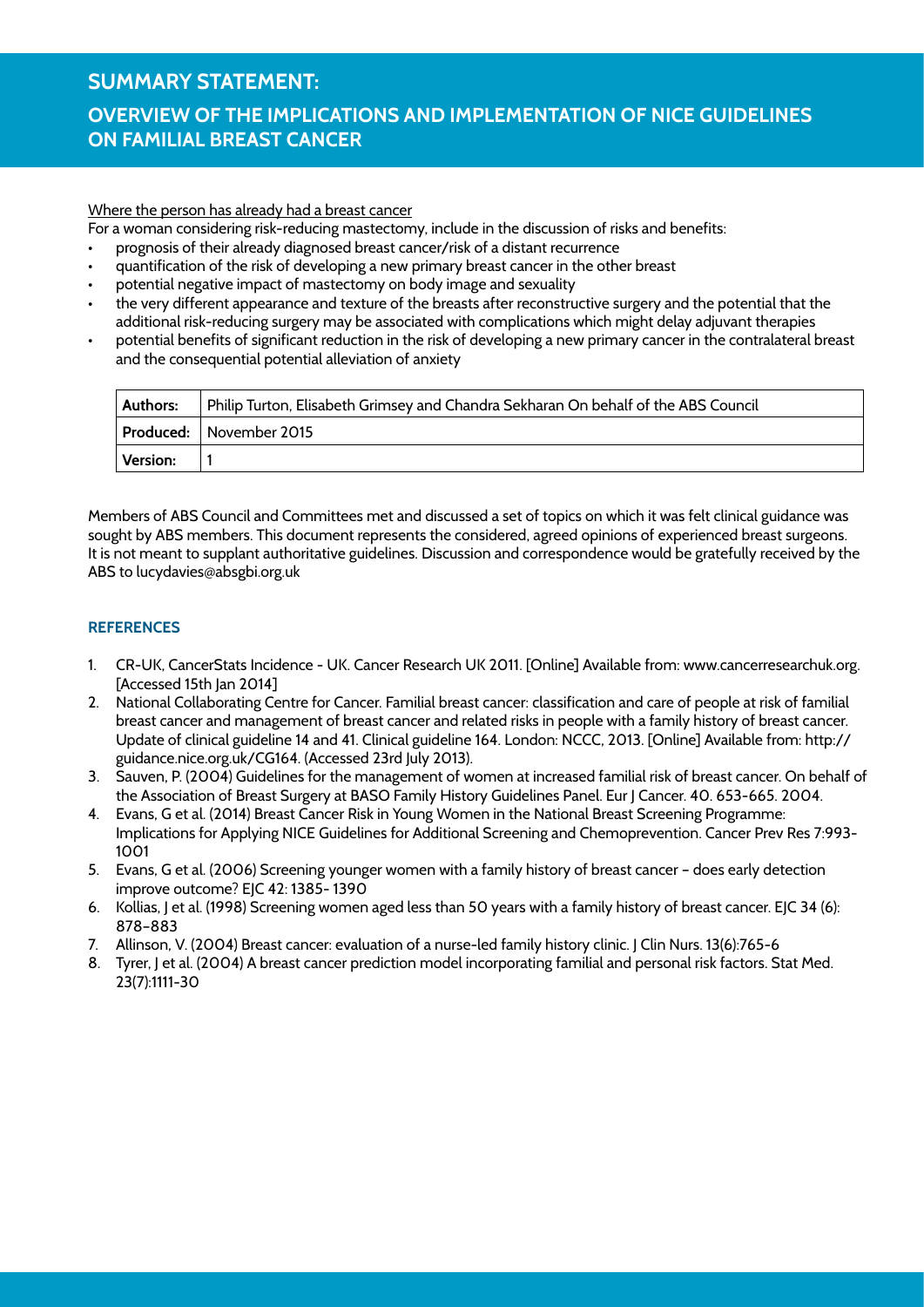# SUMMARY STATEMENT:

## OVERVIEW OF THE IMPLICATIONS AND IMPLEMENTATION OF NICE GUIDELINES ON FAMILIAL BREAST CANCER

Where the person has already had a breast cancer

For a woman considering risk-reducing mastectomy, include in the discussion of risks and benefits:

- prognosis of their already diagnosed breast cancer/risk of a distant recurrence
- quantification of the risk of developing a new primary breast cancer in the other breast
- potential negative impact of mastectomy on body image and sexuality
- the very different appearance and texture of the breasts after reconstructive surgery and the potential that the additional risk-reducing surgery may be associated with complications which might delay adjuvant therapies
- potential benefits of significant reduction in the risk of developing a new primary cancer in the contralateral breast and the consequential potential alleviation of anxiety

| **Authors:** | Philip Turton, Elisabeth Grimsey and Chandra Sekharan On behalf of the ABS Council |
|---|---|
| **Produced:** | November 2015 |
| **Version:** | 1 |

Members of ABS Council and Committees met and discussed a set of topics on which it was felt clinical guidance was sought by ABS members. This document represents the considered, agreed opinions of experienced breast surgeons. It is not meant to supplant authoritative guidelines. Discussion and correspondence would be gratefully received by the ABS to lucydavies@absgbi.org.uk

### REFERENCES

1. CR-UK, CancerStats Incidence - UK. Cancer Research UK 2011. [Online] Available from: www.cancerresearchuk.org. [Accessed 15th Jan 2014]
2. National Collaborating Centre for Cancer. Familial breast cancer: classification and care of people at risk of familial breast cancer and management of breast cancer and related risks in people with a family history of breast cancer. Update of clinical guideline 14 and 41. Clinical guideline 164. London: NCCC, 2013. [Online] Available from: http://guidance.nice.org.uk/CG164. (Accessed 23rd July 2013).
3. Sauven, P. (2004) Guidelines for the management of women at increased familial risk of breast cancer. On behalf of the Association of Breast Surgery at BASO Family History Guidelines Panel. Eur J Cancer. 40. 653-665. 2004.
4. Evans, G et al. (2014) Breast Cancer Risk in Young Women in the National Breast Screening Programme: Implications for Applying NICE Guidelines for Additional Screening and Chemoprevention. Cancer Prev Res 7:993-1001
5. Evans, G et al. (2006) Screening younger women with a family history of breast cancer – does early detection improve outcome? EJC 42: 1385- 1390
6. Kollias, J et al. (1998) Screening women aged less than 50 years with a family history of breast cancer. EJC 34 (6): 878–883
7. Allinson, V. (2004) Breast cancer: evaluation of a nurse-led family history clinic. J Clin Nurs. 13(6):765-6
8. Tyrer, J et al. (2004) A breast cancer prediction model incorporating familial and personal risk factors. Stat Med. 23(7):1111-30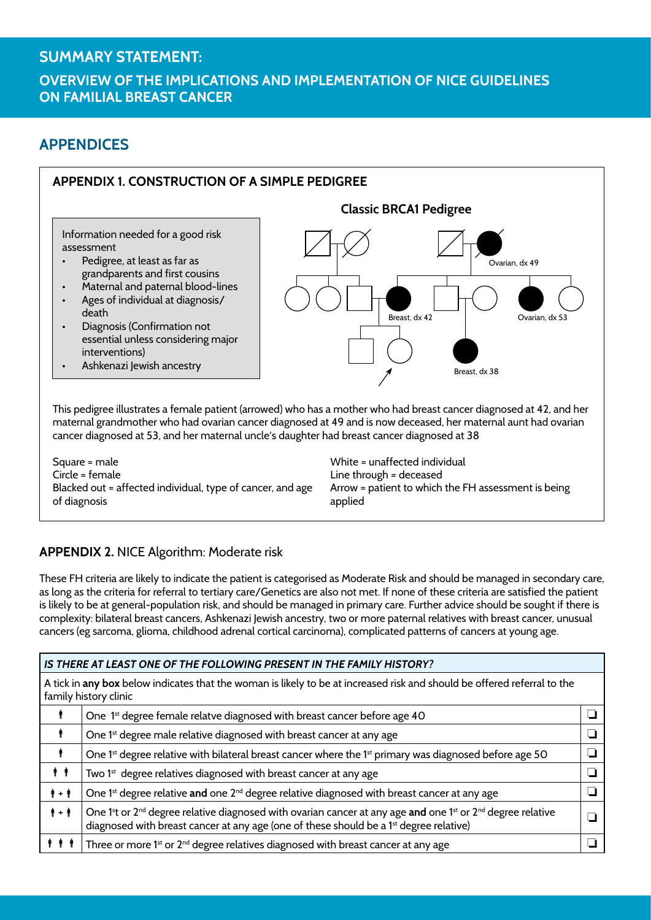# SUMMARY STATEMENT:

## OVERVIEW OF THE IMPLICATIONS AND IMPLEMENTATION OF NICE GUIDELINES ON FAMILIAL BREAST CANCER

## APPENDICES

### APPENDIX 1. CONSTRUCTION OF A SIMPLE PEDIGREE

Information needed for a good risk assessment

- Pedigree, at least as far as grandparents and first cousins
- Maternal and paternal blood-lines
- Ages of individual at diagnosis/ death
- Diagnosis (Confirmation not essential unless considering major interventions)
- Ashkenazi Jewish ancestry

**Classic BRCA1 Pedigree**

Ovarian, dx 49

Breast, dx 42

Ovarian, dx 53

Breast, dx 38

This pedigree illustrates a female patient (arrowed) who has a mother who had breast cancer diagnosed at 42, and her maternal grandmother who had ovarian cancer diagnosed at 49 and is now deceased, her maternal aunt had ovarian cancer diagnosed at 53, and her maternal uncle's daughter had breast cancer diagnosed at 38

Square = male
Circle = female
Blacked out = affected individual, type of cancer, and age of diagnosis

White = unaffected individual
Line through = deceased
Arrow = patient to which the FH assessment is being applied

### APPENDIX 2. NICE Algorithm: Moderate risk

These FH criteria are likely to indicate the patient is categorised as Moderate Risk and should be managed in secondary care, as long as the criteria for referral to tertiary care/Genetics are also not met. If none of these criteria are satisfied the patient is likely to be at general-population risk, and should be managed in primary care. Further advice should be sought if there is complexity: bilateral breast cancers, Ashkenazi Jewish ancestry, two or more paternal relatives with breast cancer, unusual cancers (eg sarcoma, glioma, childhood adrenal cortical carcinoma), complicated patterns of cancers at young age.

| *IS THERE AT LEAST ONE OF THE FOLLOWING PRESENT IN THE FAMILY HISTORY?* | | |
|---|---|---|
| A tick in **any box** below indicates that the woman is likely to be at increased risk and should be offered referral to the family history clinic | | |
| 🚹 | One 1st degree female relatve diagnosed with breast cancer before age 40 | ❑ |
| 🚹 | One 1st degree male relative diagnosed with breast cancer at any age | ❑ |
| 🚹 | One 1st degree relative with bilateral breast cancer where the 1st primary was diagnosed before age 50 | ❑ |
| 🚹 🚹 | Two 1st degree relatives diagnosed with breast cancer at any age | ❑ |
| 🚹 + 🚹 | One 1st degree relative **and** one 2nd degree relative diagnosed with breast cancer at any age | ❑ |
| 🚹 + 🚹 | One 1st or 2nd degree relative diagnosed with ovarian cancer at any age **and** one 1st or 2nd degree relative diagnosed with breast cancer at any age (one of these should be a 1st degree relative) | ❑ |
| 🚹 🚹 🚹 | Three or more 1st or 2nd degree relatives diagnosed with breast cancer at any age | ❑ |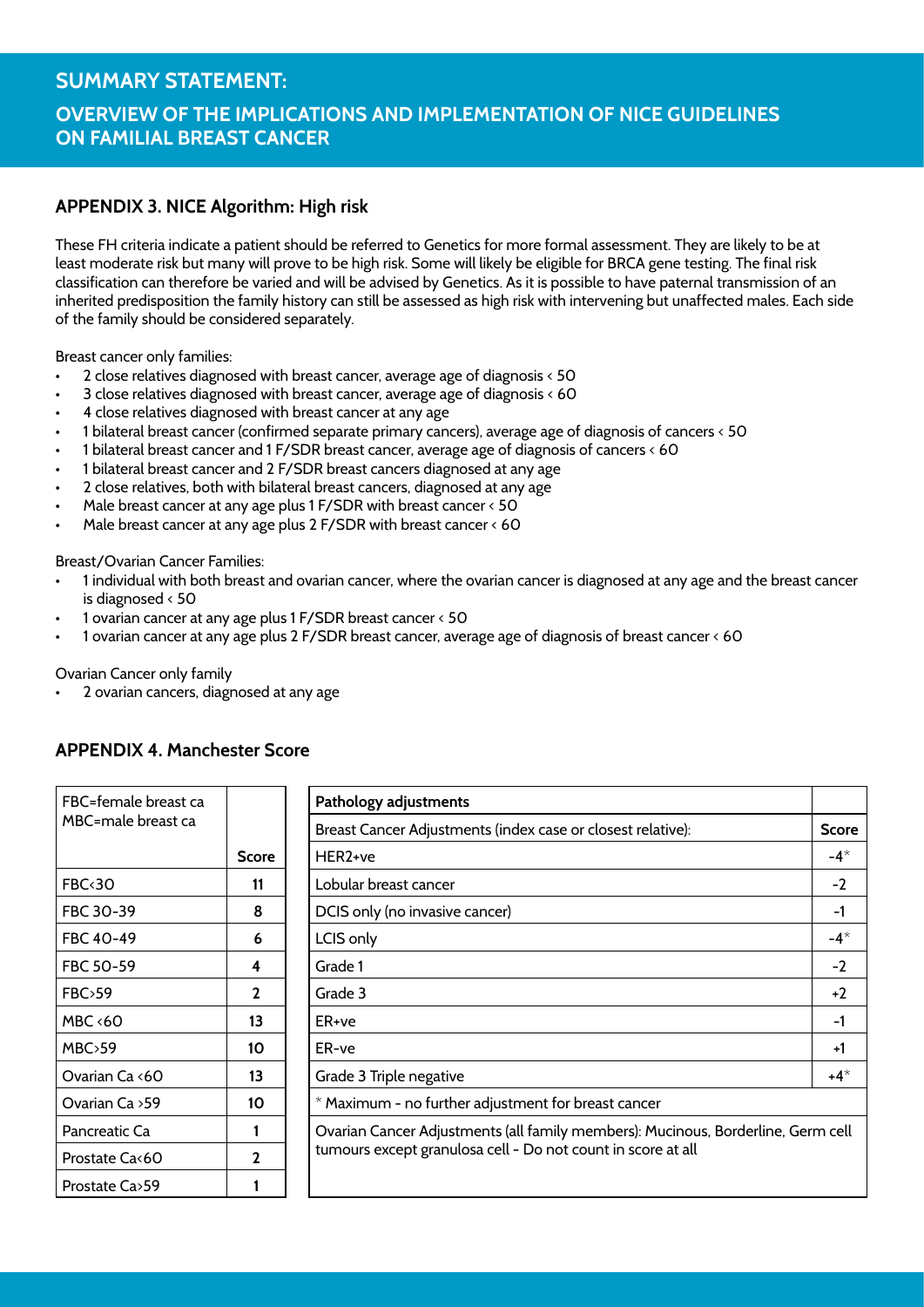# SUMMARY STATEMENT:

## OVERVIEW OF THE IMPLICATIONS AND IMPLEMENTATION OF NICE GUIDELINES ON FAMILIAL BREAST CANCER

### APPENDIX 3. NICE Algorithm: High risk

These FH criteria indicate a patient should be referred to Genetics for more formal assessment. They are likely to be at least moderate risk but many will prove to be high risk. Some will likely be eligible for BRCA gene testing. The final risk classification can therefore be varied and will be advised by Genetics. As it is possible to have paternal transmission of an inherited predisposition the family history can still be assessed as high risk with intervening but unaffected males. Each side of the family should be considered separately.

Breast cancer only families:

- 2 close relatives diagnosed with breast cancer, average age of diagnosis < 50
- 3 close relatives diagnosed with breast cancer, average age of diagnosis < 60
- 4 close relatives diagnosed with breast cancer at any age
- 1 bilateral breast cancer (confirmed separate primary cancers), average age of diagnosis of cancers < 50
- 1 bilateral breast cancer and 1 F/SDR breast cancer, average age of diagnosis of cancers < 60
- 1 bilateral breast cancer and 2 F/SDR breast cancers diagnosed at any age
- 2 close relatives, both with bilateral breast cancers, diagnosed at any age
- Male breast cancer at any age plus 1 F/SDR with breast cancer < 50
- Male breast cancer at any age plus 2 F/SDR with breast cancer < 60

Breast/Ovarian Cancer Families:

- 1 individual with both breast and ovarian cancer, where the ovarian cancer is diagnosed at any age and the breast cancer is diagnosed < 50
- 1 ovarian cancer at any age plus 1 F/SDR breast cancer < 50
- 1 ovarian cancer at any age plus 2 F/SDR breast cancer, average age of diagnosis of breast cancer < 60

Ovarian Cancer only family

- 2 ovarian cancers, diagnosed at any age

### APPENDIX 4. Manchester Score

| FBC=female breast ca<br>MBC=male breast ca | Score |
|---|---|
| FBC<30 | 11 |
| FBC 30-39 | 8 |
| FBC 40-49 | 6 |
| FBC 50-59 | 4 |
| FBC>59 | 2 |
| MBC <60 | 13 |
| MBC>59 | 10 |
| Ovarian Ca <60 | 13 |
| Ovarian Ca >59 | 10 |
| Pancreatic Ca | 1 |
| Prostate Ca<60 | 2 |
| Prostate Ca>59 | 1 |

| Pathology adjustments | |
|---|---|
| Breast Cancer Adjustments (index case or closest relative): | Score |
| HER2+ve | -4* |
| Lobular breast cancer | -2 |
| DCIS only (no invasive cancer) | -1 |
| LCIS only | -4* |
| Grade 1 | -2 |
| Grade 3 | +2 |
| ER+ve | -1 |
| ER-ve | +1 |
| Grade 3 Triple negative | +4* |
| * Maximum - no further adjustment for breast cancer | |
| Ovarian Cancer Adjustments (all family members): Mucinous, Borderline, Germ cell tumours except granulosa cell - Do not count in score at all | |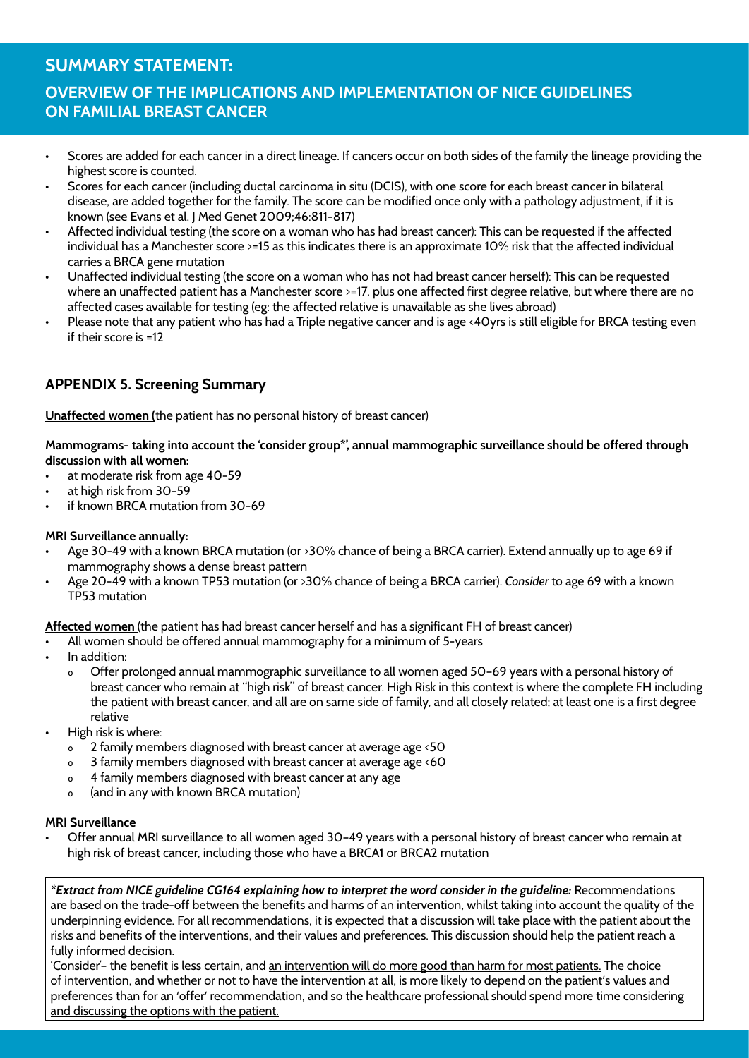## SUMMARY STATEMENT:

## OVERVIEW OF THE IMPLICATIONS AND IMPLEMENTATION OF NICE GUIDELINES ON FAMILIAL BREAST CANCER

- Scores are added for each cancer in a direct lineage. If cancers occur on both sides of the family the lineage providing the highest score is counted.
- Scores for each cancer (including ductal carcinoma in situ (DCIS), with one score for each breast cancer in bilateral disease, are added together for the family. The score can be modified once only with a pathology adjustment, if it is known (see Evans et al. J Med Genet 2009;46:811-817)
- Affected individual testing (the score on a woman who has had breast cancer): This can be requested if the affected individual has a Manchester score >=15 as this indicates there is an approximate 10% risk that the affected individual carries a BRCA gene mutation
- Unaffected individual testing (the score on a woman who has not had breast cancer herself): This can be requested where an unaffected patient has a Manchester score >=17, plus one affected first degree relative, but where there are no affected cases available for testing (eg: the affected relative is unavailable as she lives abroad)
- Please note that any patient who has had a Triple negative cancer and is age <40yrs is still eligible for BRCA testing even if their score is =12

### APPENDIX 5. Screening Summary

<u>**Unaffected women** (</u>the patient has no personal history of breast cancer)

**Mammograms- taking into account the 'consider group*', annual mammographic surveillance should be offered through discussion with all women:**

- at moderate risk from age 40-59
- at high risk from 30-59
- if known BRCA mutation from 30-69

**MRI Surveillance annually:**

- Age 30-49 with a known BRCA mutation (or >30% chance of being a BRCA carrier). Extend annually up to age 69 if mammography shows a dense breast pattern
- Age 20-49 with a known TP53 mutation (or >30% chance of being a BRCA carrier). *Consider* to age 69 with a known TP53 mutation

<u>**Affected women**</u> (the patient has had breast cancer herself and has a significant FH of breast cancer)

- All women should be offered annual mammography for a minimum of 5-years
- In addition:
  - Offer prolonged annual mammographic surveillance to all women aged 50–69 years with a personal history of breast cancer who remain at "high risk" of breast cancer. High Risk in this context is where the complete FH including the patient with breast cancer, and all are on same side of family, and all closely related; at least one is a first degree relative
- High risk is where:
  - 2 family members diagnosed with breast cancer at average age <50
  - 3 family members diagnosed with breast cancer at average age <60
  - 4 family members diagnosed with breast cancer at any age
  - (and in any with known BRCA mutation)

**MRI Surveillance**

- Offer annual MRI surveillance to all women aged 30–49 years with a personal history of breast cancer who remain at high risk of breast cancer, including those who have a BRCA1 or BRCA2 mutation

***Extract from NICE guideline CG164 explaining how to interpret the word consider in the guideline:*** Recommendations are based on the trade-off between the benefits and harms of an intervention, whilst taking into account the quality of the underpinning evidence. For all recommendations, it is expected that a discussion will take place with the patient about the risks and benefits of the interventions, and their values and preferences. This discussion should help the patient reach a fully informed decision.

'Consider'– the benefit is less certain, and <u>an intervention will do more good than harm for most patients.</u> The choice of intervention, and whether or not to have the intervention at all, is more likely to depend on the patient's values and preferences than for an 'offer' recommendation, and <u>so the healthcare professional should spend more time considering and discussing the options with the patient.</u>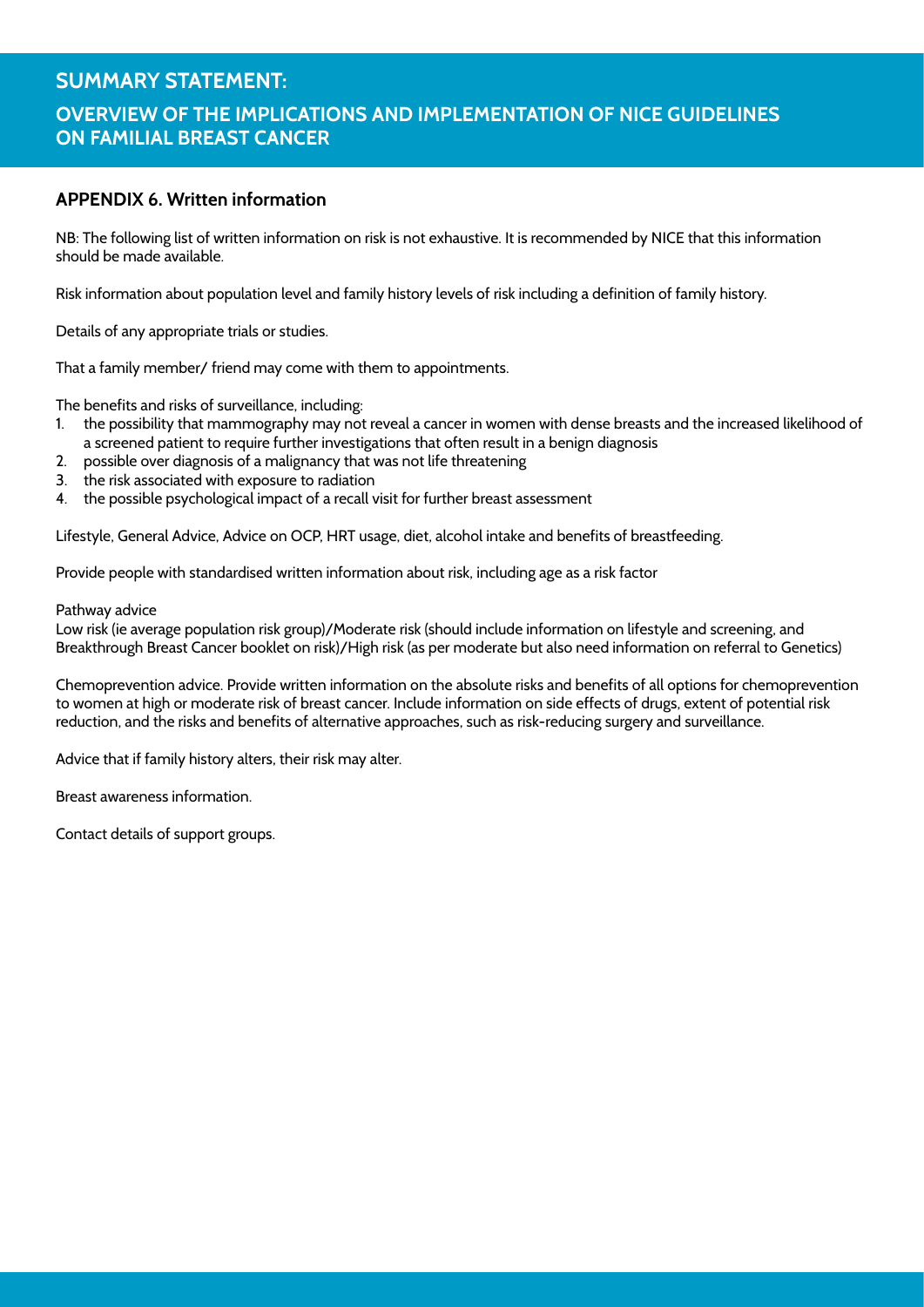## SUMMARY STATEMENT:

## OVERVIEW OF THE IMPLICATIONS AND IMPLEMENTATION OF NICE GUIDELINES ON FAMILIAL BREAST CANCER

### APPENDIX 6. Written information

NB: The following list of written information on risk is not exhaustive. It is recommended by NICE that this information should be made available.

Risk information about population level and family history levels of risk including a definition of family history.

Details of any appropriate trials or studies.

That a family member/ friend may come with them to appointments.

The benefits and risks of surveillance, including:

1. the possibility that mammography may not reveal a cancer in women with dense breasts and the increased likelihood of a screened patient to require further investigations that often result in a benign diagnosis
2. possible over diagnosis of a malignancy that was not life threatening
3. the risk associated with exposure to radiation
4. the possible psychological impact of a recall visit for further breast assessment

Lifestyle, General Advice, Advice on OCP, HRT usage, diet, alcohol intake and benefits of breastfeeding.

Provide people with standardised written information about risk, including age as a risk factor

Pathway advice
Low risk (ie average population risk group)/Moderate risk (should include information on lifestyle and screening, and Breakthrough Breast Cancer booklet on risk)/High risk (as per moderate but also need information on referral to Genetics)

Chemoprevention advice. Provide written information on the absolute risks and benefits of all options for chemoprevention to women at high or moderate risk of breast cancer. Include information on side effects of drugs, extent of potential risk reduction, and the risks and benefits of alternative approaches, such as risk-reducing surgery and surveillance.

Advice that if family history alters, their risk may alter.

Breast awareness information.

Contact details of support groups.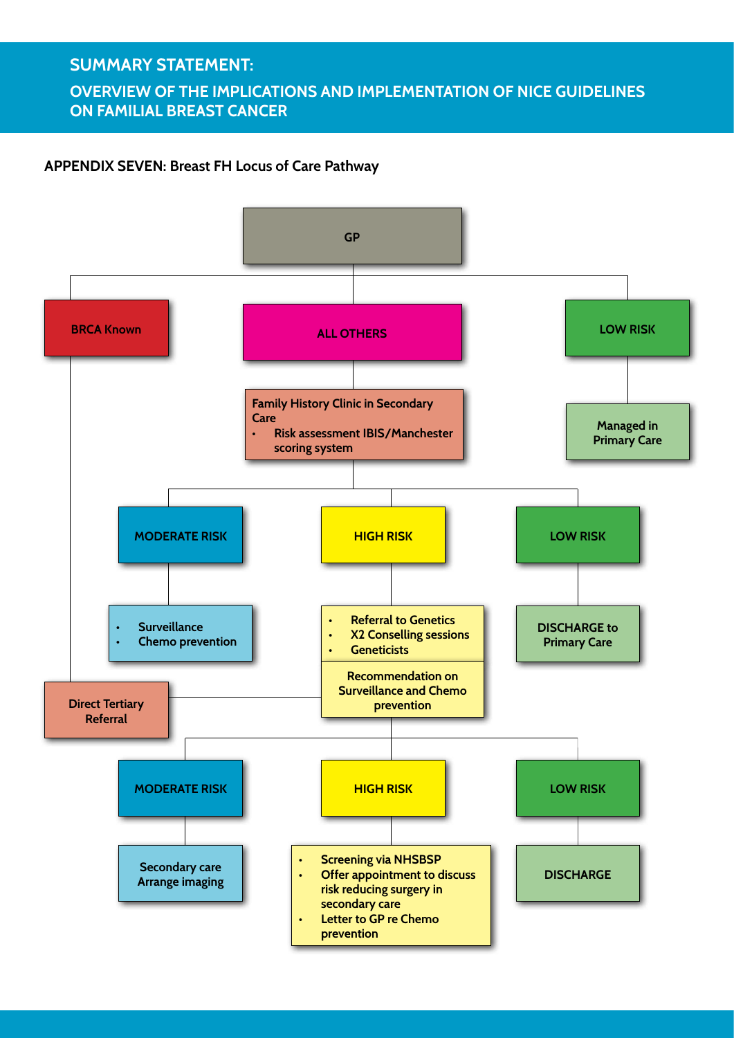## SUMMARY STATEMENT:

## OVERVIEW OF THE IMPLICATIONS AND IMPLEMENTATION OF NICE GUIDELINES ON FAMILIAL BREAST CANCER

**APPENDIX SEVEN: Breast FH Locus of Care Pathway**

GP

BRCA Known

ALL OTHERS

LOW RISK

Family History Clinic in Secondary Care
- Risk assessment IBIS/Manchester scoring system

Managed in Primary Care

MODERATE RISK

HIGH RISK

LOW RISK

- Surveillance
- Chemo prevention

- Referral to Genetics
- X2 Conselling sessions
- Geneticists

DISCHARGE to Primary Care

Direct Tertiary Referral

Recommendation on Surveillance and Chemo prevention

MODERATE RISK

HIGH RISK

LOW RISK

Secondary care Arrange imaging

- Screening via NHSBSP
- Offer appointment to discuss risk reducing surgery in secondary care
- Letter to GP re Chemo prevention

DISCHARGE